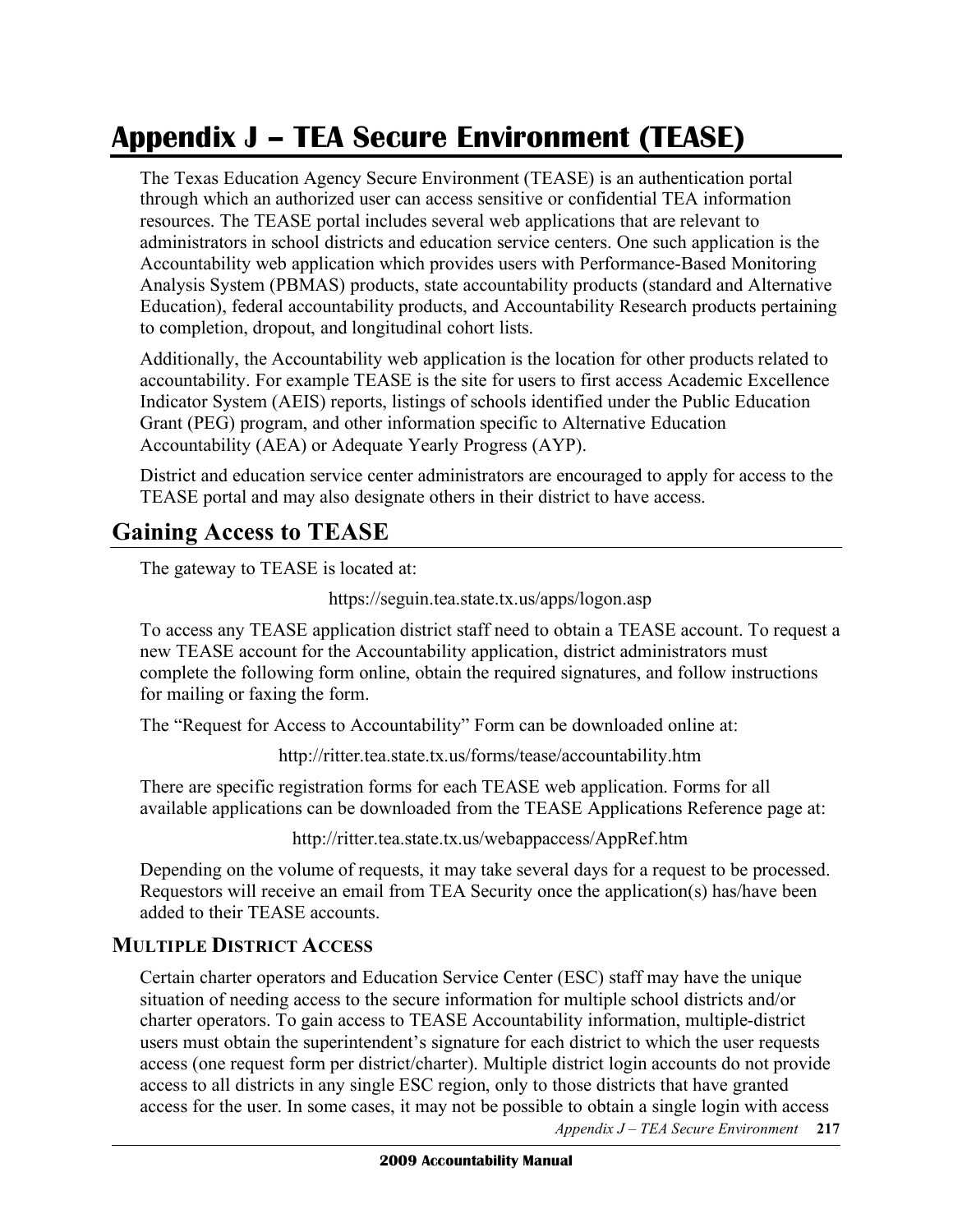# Appendix J – TEA Secure Environment (TEASE)

The Texas Education Agency Secure Environment (TEASE) is an authentication portal through which an authorized user can access sensitive or confidential TEA information resources. The TEASE portal includes several web applications that are relevant to administrators in school districts and education service centers. One such application is the Accountability web application which provides users with Performance-Based Monitoring Analysis System (PBMAS) products, state accountability products (standard and Alternative Education), federal accountability products, and Accountability Research products pertaining to completion, dropout, and longitudinal cohort lists.

Additionally, the Accountability web application is the location for other products related to accountability. For example TEASE is the site for users to first access Academic Excellence Indicator System (AEIS) reports, listings of schools identified under the Public Education Grant (PEG) program, and other information specific to Alternative Education Accountability (AEA) or Adequate Yearly Progress (AYP).

District and education service center administrators are encouraged to apply for access to the TEASE portal and may also designate others in their district to have access.

## Gaining Access to TEASE

The gateway to TEASE is located at:

https://seguin.tea.state.tx.us/apps/logon.asp

To access any TEASE application district staff need to obtain a TEASE account. To request a new TEASE account for the Accountability application, district administrators must complete the following form online, obtain the required signatures, and follow instructions for mailing or faxing the form.

The "Request for Access to Accountability" Form can be downloaded online at:

http://ritter.tea.state.tx.us/forms/tease/accountability.htm

There are specific registration forms for each TEASE web application. Forms for all available applications can be downloaded from the TEASE Applications Reference page at:

http://ritter.tea.state.tx.us/webappaccess/AppRef.htm

Depending on the volume of requests, it may take several days for a request to be processed. Requestors will receive an email from TEA Security once the application(s) has/have been added to their TEASE accounts.

### MULTIPLE DISTRICT ACCESS

Certain charter operators and Education Service Center (ESC) staff may have the unique situation of needing access to the secure information for multiple school districts and/or charter operators. To gain access to TEASE Accountability information, multiple-district users must obtain the superintendent's signature for each district to which the user requests access (one request form per district/charter). Multiple district login accounts do not provide access to all districts in any single ESC region, only to those districts that have granted access for the user. In some cases, it may not be possible to obtain a single login with access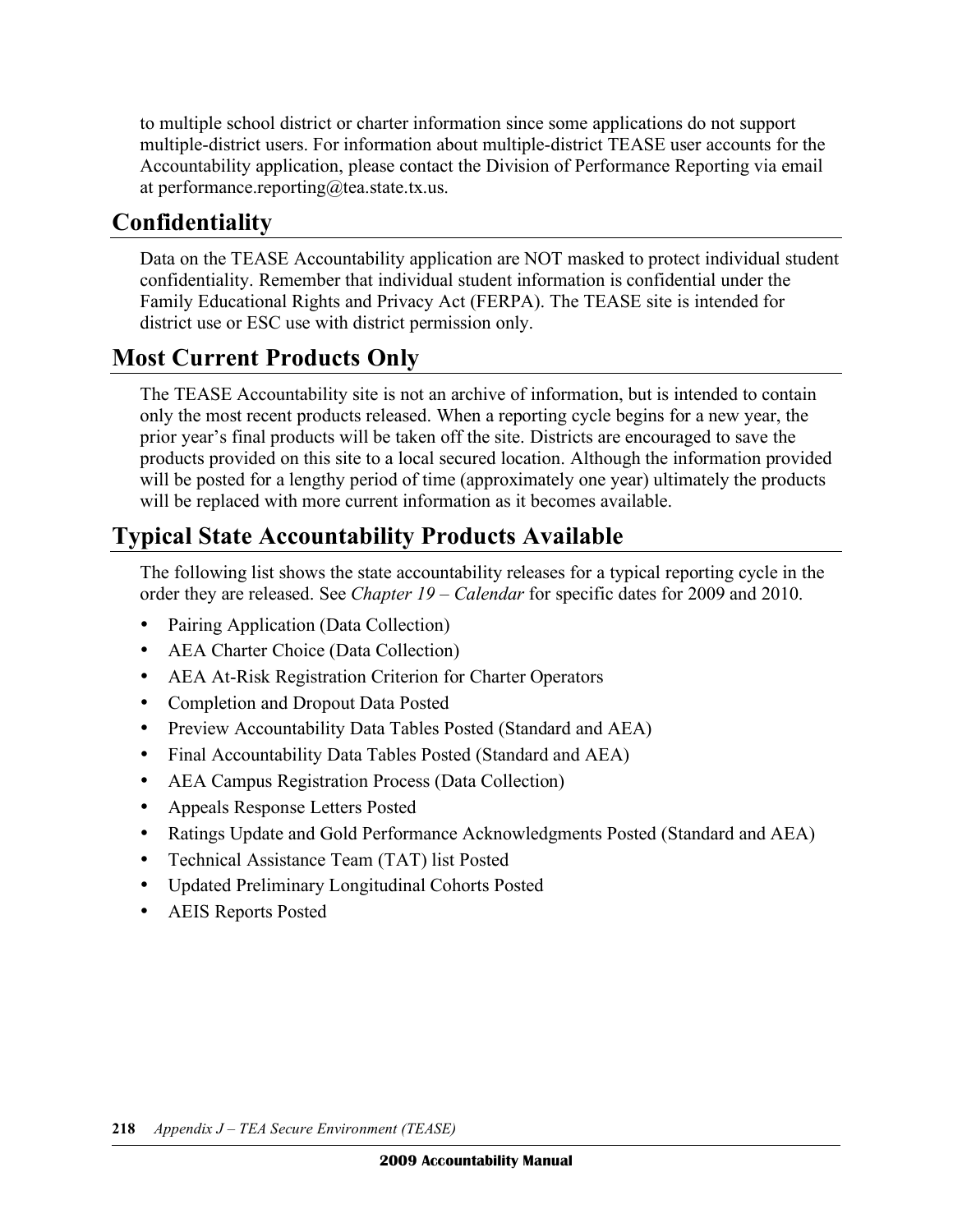to multiple school district or charter information since some applications do not support multiple-district users. For information about multiple-district TEASE user accounts for the Accountability application, please contact the Division of Performance Reporting via email at performance.reporting@tea.state.tx.us.

## Confidentiality

Data on the TEASE Accountability application are NOT masked to protect individual student confidentiality. Remember that individual student information is confidential under the Family Educational Rights and Privacy Act (FERPA). The TEASE site is intended for district use or ESC use with district permission only.

## Most Current Products Only

The TEASE Accountability site is not an archive of information, but is intended to contain only the most recent products released. When a reporting cycle begins for a new year, the prior year's final products will be taken off the site. Districts are encouraged to save the products provided on this site to a local secured location. Although the information provided will be posted for a lengthy period of time (approximately one year) ultimately the products will be replaced with more current information as it becomes available.

## Typical State Accountability Products Available

The following list shows the state accountability releases for a typical reporting cycle in the order they are released. See *Chapter 19 – Calendar* for specific dates for 2009 and 2010.

- Pairing Application (Data Collection)
- AEA Charter Choice (Data Collection)
- AEA At-Risk Registration Criterion for Charter Operators
- Completion and Dropout Data Posted
- Preview Accountability Data Tables Posted (Standard and AEA)
- Final Accountability Data Tables Posted (Standard and AEA)
- AEA Campus Registration Process (Data Collection)
- Appeals Response Letters Posted
- Ratings Update and Gold Performance Acknowledgments Posted (Standard and AEA)
- Technical Assistance Team (TAT) list Posted
- Updated Preliminary Longitudinal Cohorts Posted
- AEIS Reports Posted